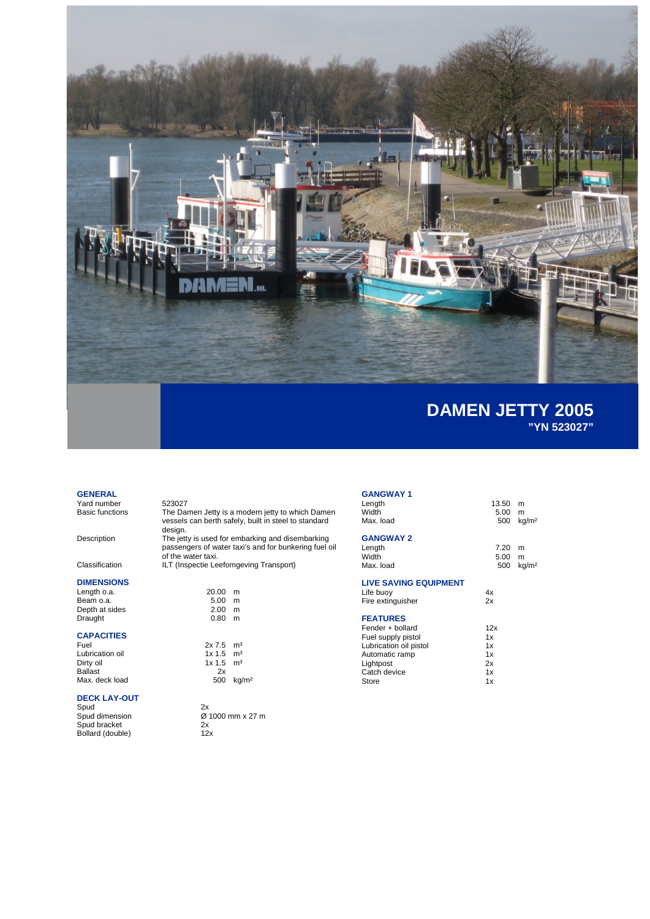# DAMEN JETTY 2005

**"YN 523027"**

## GENERAL

| | |
|---|---|
| Yard number | 523027 |
| Basic functions | The Damen Jetty is a modern jetty to which Damen vessels can berth safely, built in steel to standard design. |
| Description | The jetty is used for embarking and disembarking passengers of water taxi's and for bunkering fuel oil of the water taxi. |
| Classification | ILT (Inspectie Leefomgeving Transport) |

## DIMENSIONS

| | | |
|---|---|---|
| Length o.a. | 20.00 | m |
| Beam o.a. | 5.00 | m |
| Depth at sides | 2.00 | m |
| Draught | 0.80 | m |

## CAPACITIES

| | | |
|---|---|---|
| Fuel | 2x 7.5 | m³ |
| Lubrication oil | 1x 1.5 | m³ |
| Dirty oil | 1x 1.5 | m³ |
| Ballast | 2x | |
| Max. deck load | 500 | kg/m² |

## DECK LAY-OUT

| | |
|---|---|
| Spud | 2x |
| Spud dimension | Ø 1000 mm x 27 m |
| Spud bracket | 2x |
| Bollard (double) | 12x |

## GANGWAY 1

| | | |
|---|---|---|
| Length | 13.50 | m |
| Width | 5.00 | m |
| Max. load | 500 | kg/m² |

## GANGWAY 2

| | | |
|---|---|---|
| Length | 7.20 | m |
| Width | 5.00 | m |
| Max. load | 500 | kg/m² |

## LIVE SAVING EQUIPMENT

| | |
|---|---|
| Life buoy | 4x |
| Fire extinguisher | 2x |

## FEATURES

| | |
|---|---|
| Fender + bollard | 12x |
| Fuel supply pistol | 1x |
| Lubrication oil pistol | 1x |
| Automatic ramp | 1x |
| Lightpost | 2x |
| Catch device | 1x |
| Store | 1x |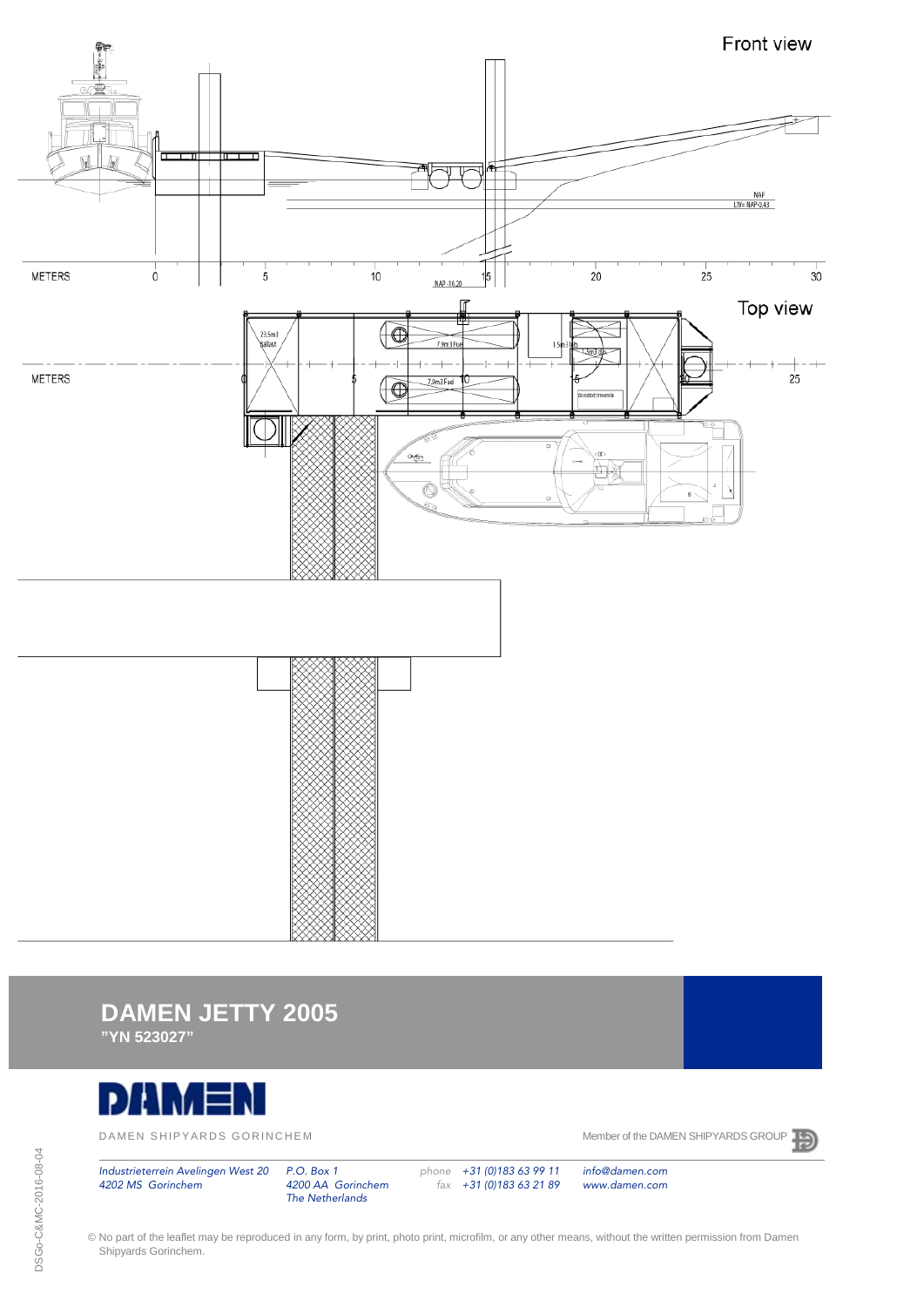Front view

METERS 0 5 10 15 20 25 30

NAP -16.20

NAP
LW= NAP-0.43

Top view

METERS 0 5 10 15 20 25

23.5m3 Ballast

7.9m3 Fuel

7.0m3 Fuel

1.5m3 lub

1.5m3 oil

## DAMEN JETTY 2005

**"YN 523027"**

DAMEN SHIPYARDS GORINCHEM

Member of the DAMEN SHIPYARDS GROUP

*Industrieterrein Avelingen West 20*
*4202 MS Gorinchem*

*P.O. Box 1*
*4200 AA Gorinchem*
*The Netherlands*

*phone +31 (0)183 63 99 11*
*fax +31 (0)183 63 21 89*

*info@damen.com*
*www.damen.com*

DSGo-C&MC-2016-08-04

© No part of the leaflet may be reproduced in any form, by print, photo print, microfilm, or any other means, without the written permission from Damen Shipyards Gorinchem.